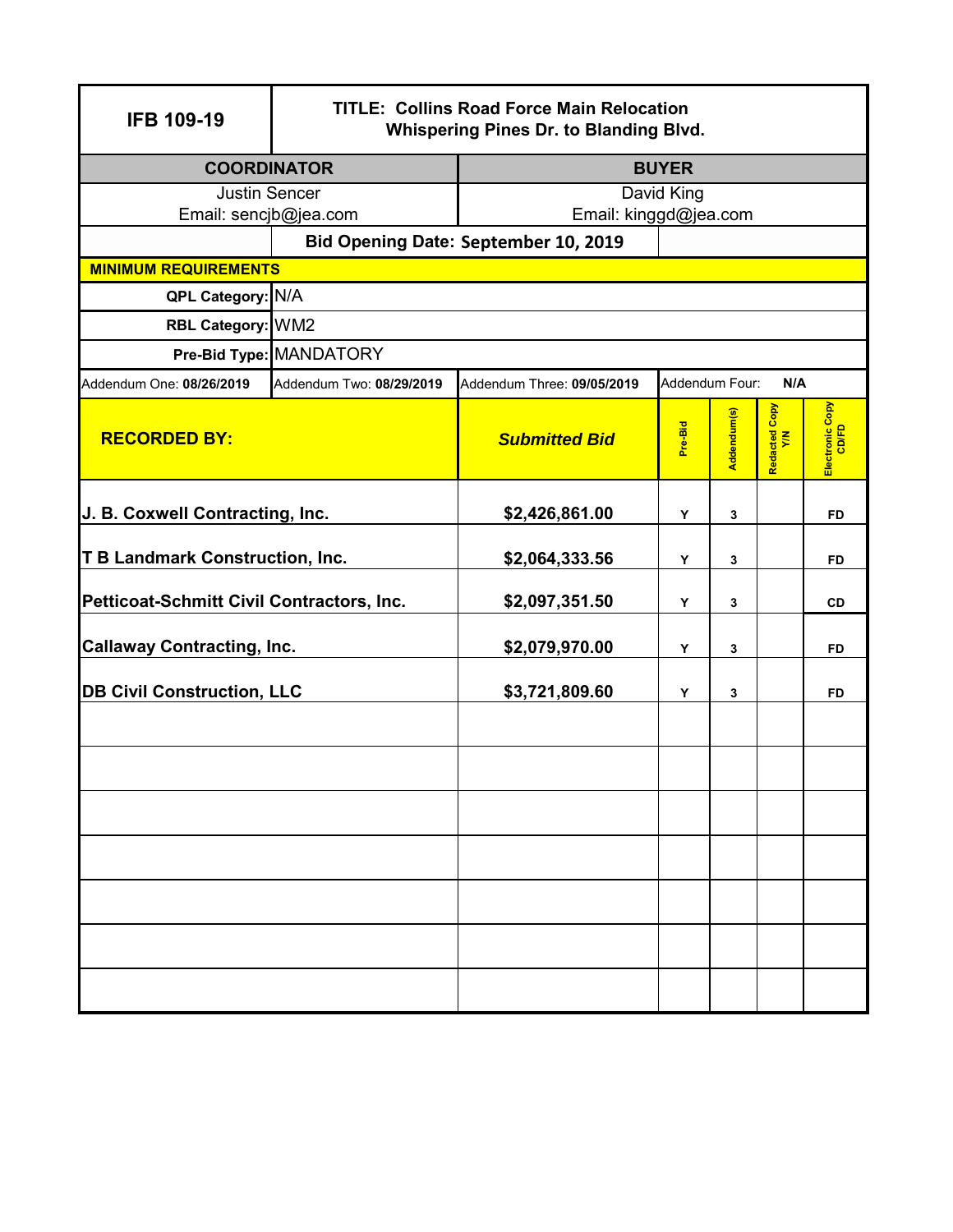| IFB 109-19 | TITLE: Collins Road Force Main Relocation Whispering Pines Dr. to Blanding Blvd. | | | | | |
|---|---|---|---|---|---|---|
| **COORDINATOR** | | **BUYER** | | | | |
| Justin Sencer Email: sencjb@jea.com | | David King Email: kinggd@jea.com | | | | |
| | **Bid Opening Date: September 10, 2019** | | | | | |
| **MINIMUM REQUIREMENTS** | | | | | | |
| **QPL Category:** | N/A | | | | | |
| **RBL Category:** | WM2 | | | | | |
| **Pre-Bid Type:** | MANDATORY | | | | | |
| Addendum One: **08/26/2019** | Addendum Two: **08/29/2019** | Addendum Three: **09/05/2019** | Addendum Four: **N/A** | | | |
| **RECORDED BY:** | | ***Submitted Bid*** | **Pre-Bid** | **Addendum(s)** | **Redacted Copy Y/N** | **Electronic Copy CD/FD** |
| **J. B. Coxwell Contracting, Inc.** | | **$2,426,861.00** | Y | 3 | | FD |
| **T B Landmark Construction, Inc.** | | **$2,064,333.56** | Y | 3 | | FD |
| **Petticoat-Schmitt Civil Contractors, Inc.** | | **$2,097,351.50** | Y | 3 | | CD |
| **Callaway Contracting, Inc.** | | **$2,079,970.00** | Y | 3 | | FD |
| **DB Civil Construction, LLC** | | **$3,721,809.60** | Y | 3 | | FD |
| | | | | | | |
| | | | | | | |
| | | | | | | |
| | | | | | | |
| | | | | | | |
| | | | | | | |
| | | | | | | |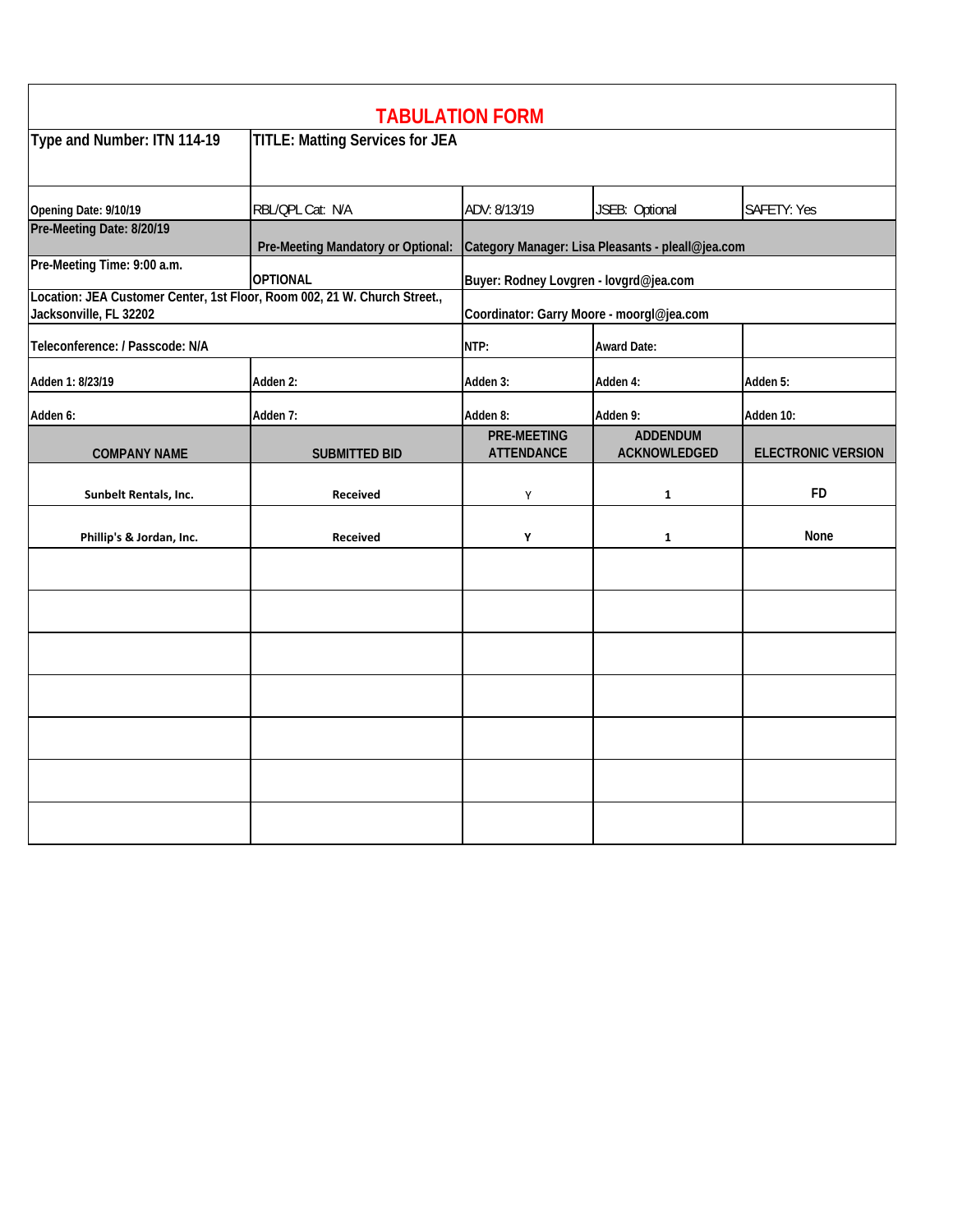# TABULATION FORM

| Type and Number: ITN 114-19 | TITLE: Matting Services for JEA | | | |
|---|---|---|---|---|
| Opening Date: 9/10/19 | RBL/QPL Cat: N/A | ADV: 8/13/19 | JSEB: Optional | SAFETY: Yes |
| Pre-Meeting Date: 8/20/19 | Pre-Meeting Mandatory or Optional: | Category Manager: Lisa Pleasants - pleall@jea.com | | |
| Pre-Meeting Time: 9:00 a.m. | OPTIONAL | Buyer: Rodney Lovgren - lovgrd@jea.com | | |
| Location: JEA Customer Center, 1st Floor, Room 002, 21 W. Church Street., Jacksonville, FL 32202 | | Coordinator: Garry Moore - moorgl@jea.com | | |
| Teleconference: / Passcode: N/A | | NTP: | Award Date: | |
| Adden 1: 8/23/19 | Adden 2: | Adden 3: | Adden 4: | Adden 5: |
| Adden 6: | Adden 7: | Adden 8: | Adden 9: | Adden 10: |
| **COMPANY NAME** | **SUBMITTED BID** | **PRE-MEETING ATTENDANCE** | **ADDENDUM ACKNOWLEDGED** | **ELECTRONIC VERSION** |
| Sunbelt Rentals, Inc. | Received | Y | 1 | FD |
| Phillip's & Jordan, Inc. | Received | Y | 1 | None |
| | | | | |
| | | | | |
| | | | | |
| | | | | |
| | | | | |
| | | | | |
| | | | | |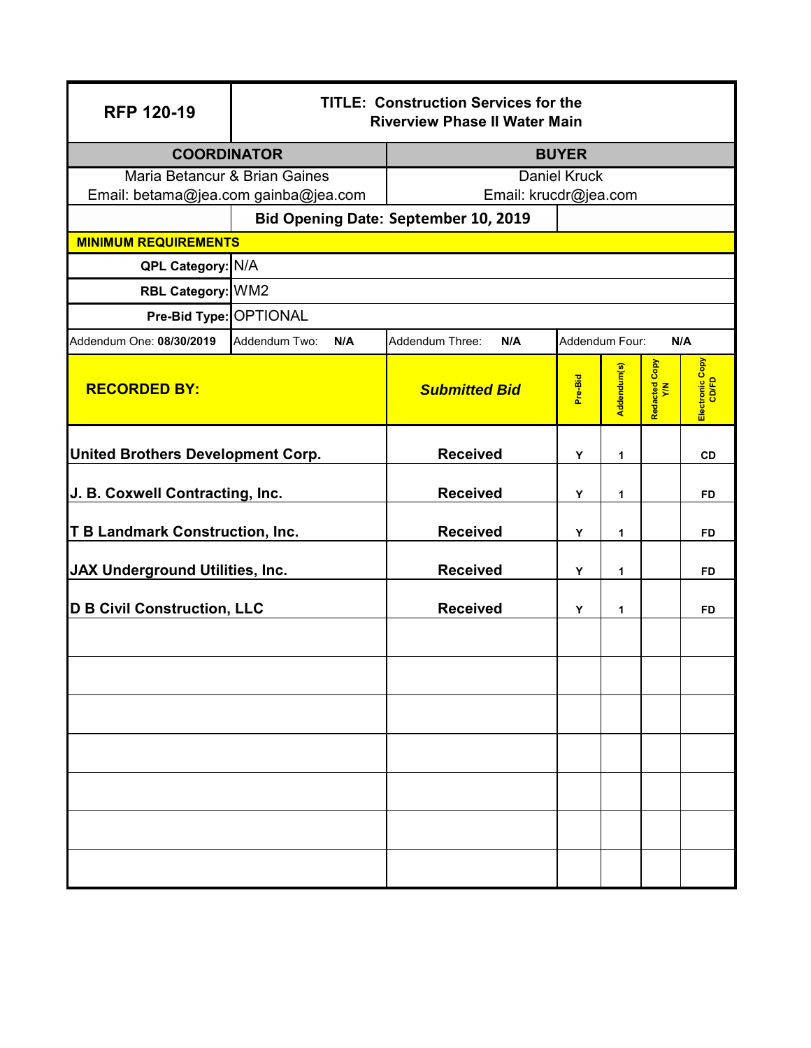| RFP 120-19 | TITLE: Construction Services for the Riverview Phase II Water Main |
|---|---|

| COORDINATOR | BUYER |
|---|---|
| Maria Betancur & Brian Gaines<br>Email: betama@jea.com gainba@jea.com | Daniel Kruck<br>Email: krucdr@jea.com |

**Bid Opening Date: September 10, 2019**

**MINIMUM REQUIREMENTS**

| | |
|---|---|
| **QPL Category:** | N/A |
| **RBL Category:** | WM2 |
| **Pre-Bid Type:** | OPTIONAL |

| Addendum One: **08/30/2019** | Addendum Two: **N/A** | Addendum Three: **N/A** | Addendum Four: **N/A** |
|---|---|---|---|

| RECORDED BY: | *Submitted Bid* | Pre-Bid | Addendum(s) | Redacted Copy Y/N | Electronic Copy CD/FD |
|---|---|---|---|---|---|
| **United Brothers Development Corp.** | **Received** | Y | 1 | | CD |
| **J. B. Coxwell Contracting, Inc.** | **Received** | Y | 1 | | FD |
| **T B Landmark Construction, Inc.** | **Received** | Y | 1 | | FD |
| **JAX Underground Utilities, Inc.** | **Received** | Y | 1 | | FD |
| **D B Civil Construction, LLC** | **Received** | Y | 1 | | FD |
| | | | | | |
| | | | | | |
| | | | | | |
| | | | | | |
| | | | | | |
| | | | | | |
| | | | | | |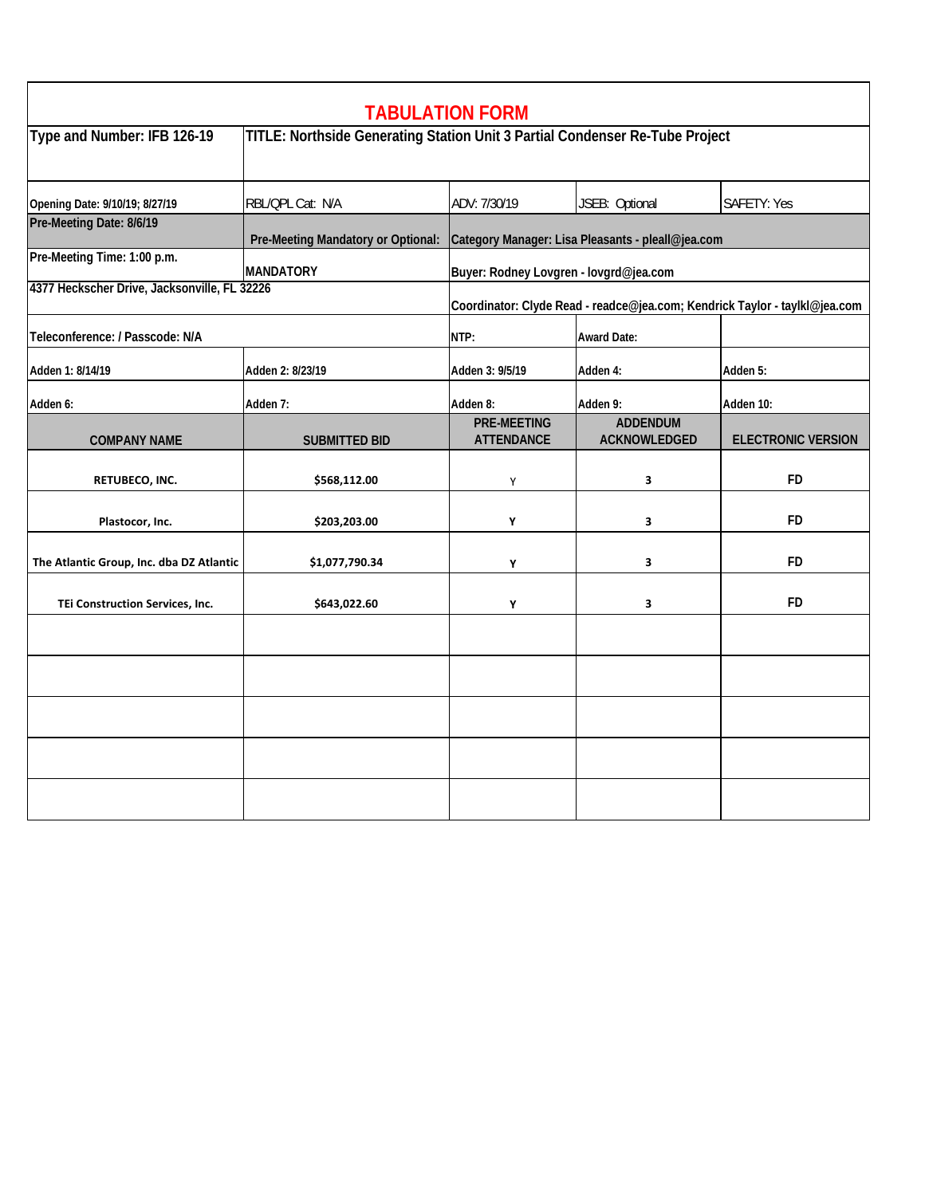# TABULATION FORM

| Type and Number: IFB 126-19 | TITLE: Northside Generating Station Unit 3 Partial Condenser Re-Tube Project | | | |
|---|---|---|---|---|
| Opening Date: 9/10/19; 8/27/19 | RBL/QPL Cat: N/A | ADV: 7/30/19 | JSEB: Optional | SAFETY: Yes |
| Pre-Meeting Date: 8/6/19 | Pre-Meeting Mandatory or Optional: | Category Manager: Lisa Pleasants - pleall@jea.com | | |
| Pre-Meeting Time: 1:00 p.m. | MANDATORY | Buyer: Rodney Lovgren - lovgrd@jea.com | | |
| 4377 Heckscher Drive, Jacksonville, FL 32226 | | Coordinator: Clyde Read - readce@jea.com; Kendrick Taylor - taylkl@jea.com | | |
| Teleconference: / Passcode: N/A | | NTP: | Award Date: | |
| Adden 1: 8/14/19 | Adden 2: 8/23/19 | Adden 3: 9/5/19 | Adden 4: | Adden 5: |
| Adden 6: | Adden 7: | Adden 8: | Adden 9: | Adden 10: |
| **COMPANY NAME** | **SUBMITTED BID** | **PRE-MEETING ATTENDANCE** | **ADDENDUM ACKNOWLEDGED** | **ELECTRONIC VERSION** |
| RETUBECO, INC. | $568,112.00 | Y | 3 | FD |
| Plastocor, Inc. | $203,203.00 | Y | 3 | FD |
| The Atlantic Group, Inc. dba DZ Atlantic | $1,077,790.34 | Y | 3 | FD |
| TEi Construction Services, Inc. | $643,022.60 | Y | 3 | FD |
| | | | | |
| | | | | |
| | | | | |
| | | | | |
| | | | | |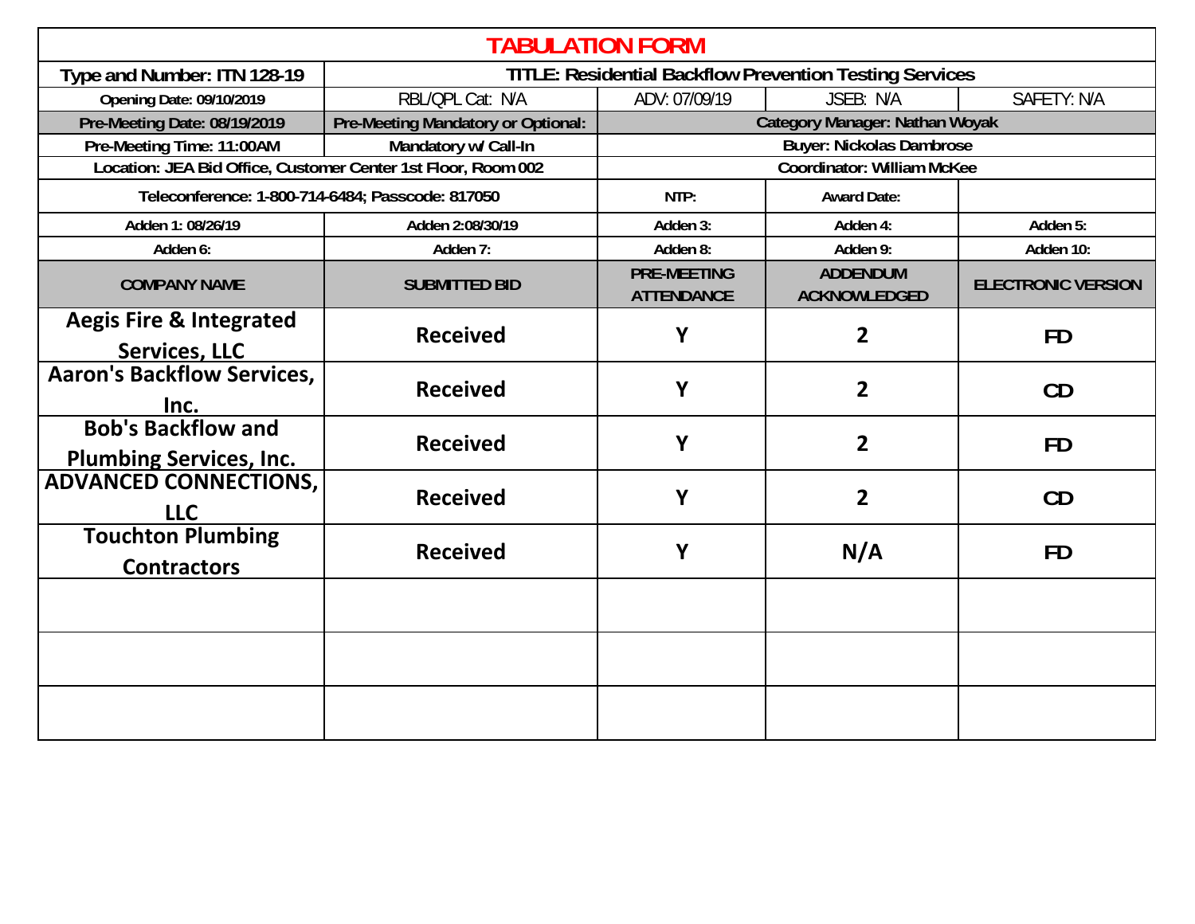# TABULATION FORM

| | | | | |
|---|---|---|---|---|
| **Type and Number: ITN 128-19** | **TITLE: Residential Backflow Prevention Testing Services** | | | |
| **Opening Date: 09/10/2019** | RBL/QPL Cat: N/A | ADV: 07/09/19 | JSEB: N/A | SAFETY: N/A |
| **Pre-Meeting Date: 08/19/2019** | **Pre-Meeting Mandatory or Optional:** | **Category Manager: Nathan Woyak** | | |
| **Pre-Meeting Time: 11:00AM** | **Mandatory w/ Call-In** | **Buyer: Nickolas Dambrose** | | |
| **Location: JEA Bid Office, Customer Center 1st Floor, Room 002** | | **Coordinator: William McKee** | | |
| **Teleconference: 1-800-714-6484; Passcode: 817050** | | **NTP:** | **Award Date:** | |
| **Adden 1: 08/26/19** | **Adden 2:08/30/19** | **Adden 3:** | **Adden 4:** | **Adden 5:** |
| **Adden 6:** | **Adden 7:** | **Adden 8:** | **Adden 9:** | **Adden 10:** |
| **COMPANY NAME** | **SUBMITTED BID** | **PRE-MEETING ATTENDANCE** | **ADDENDUM ACKNOWLEDGED** | **ELECTRONIC VERSION** |
| **Aegis Fire & Integrated Services, LLC** | **Received** | **Y** | **2** | **FD** |
| **Aaron's Backflow Services, Inc.** | **Received** | **Y** | **2** | **CD** |
| **Bob's Backflow and Plumbing Services, Inc.** | **Received** | **Y** | **2** | **FD** |
| **ADVANCED CONNECTIONS, LLC** | **Received** | **Y** | **2** | **CD** |
| **Touchton Plumbing Contractors** | **Received** | **Y** | **N/A** | **FD** |
| | | | | |
| | | | | |
| | | | | |